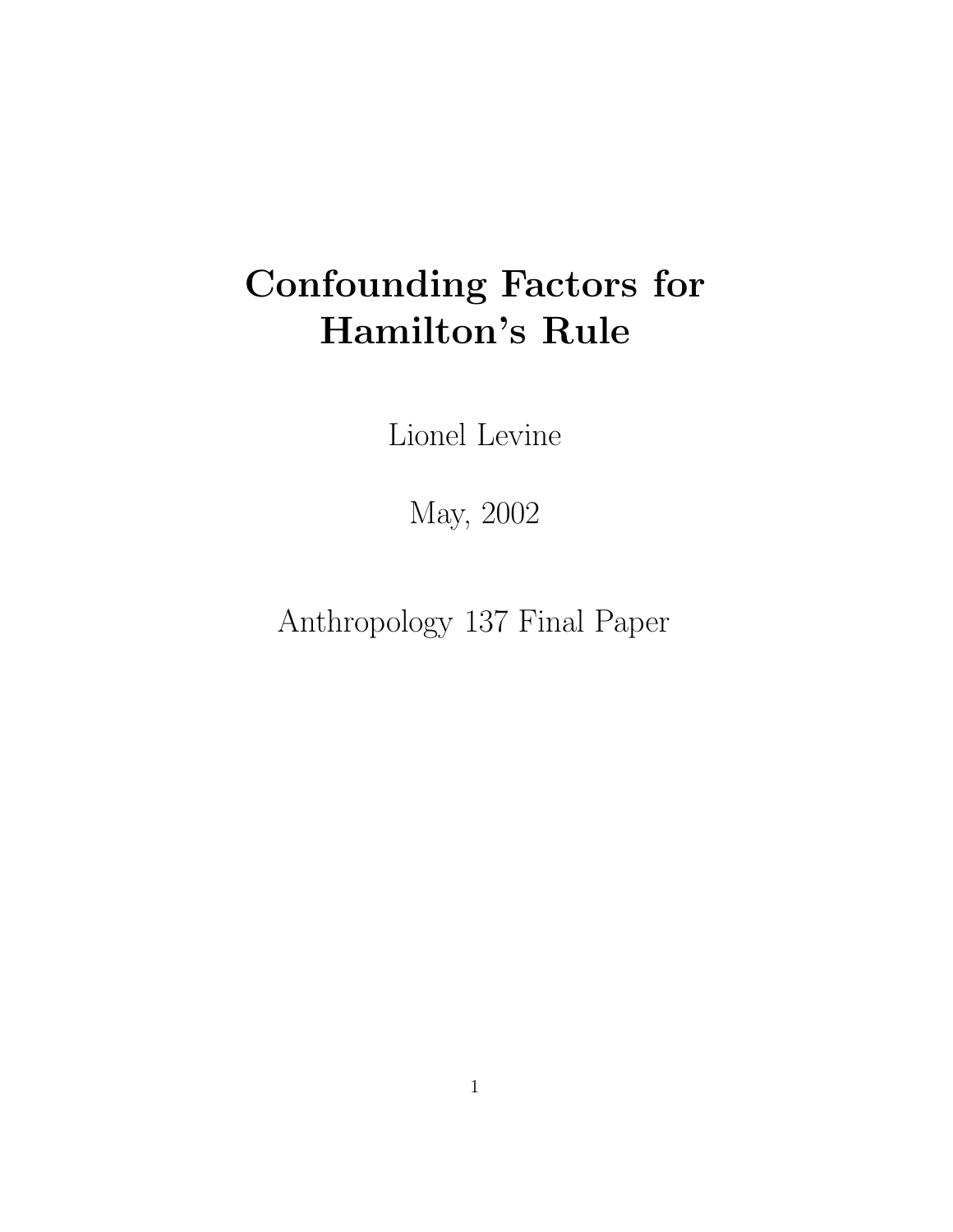# Confounding Factors for Hamilton's Rule

Lionel Levine

May, 2002

Anthropology 137 Final Paper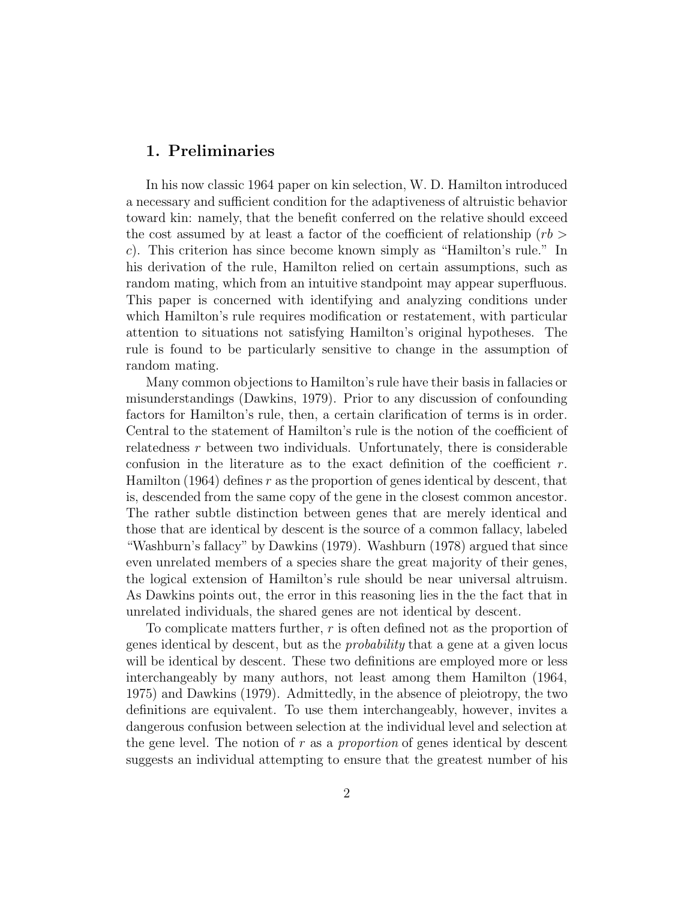## 1. Preliminaries

In his now classic 1964 paper on kin selection, W. D. Hamilton introduced a necessary and sufficient condition for the adaptiveness of altruistic behavior toward kin: namely, that the benefit conferred on the relative should exceed the cost assumed by at least a factor of the coefficient of relationship ($rb > c$). This criterion has since become known simply as "Hamilton's rule." In his derivation of the rule, Hamilton relied on certain assumptions, such as random mating, which from an intuitive standpoint may appear superfluous. This paper is concerned with identifying and analyzing conditions under which Hamilton's rule requires modification or restatement, with particular attention to situations not satisfying Hamilton's original hypotheses. The rule is found to be particularly sensitive to change in the assumption of random mating.

Many common objections to Hamilton's rule have their basis in fallacies or misunderstandings (Dawkins, 1979). Prior to any discussion of confounding factors for Hamilton's rule, then, a certain clarification of terms is in order. Central to the statement of Hamilton's rule is the notion of the coefficient of relatedness $r$ between two individuals. Unfortunately, there is considerable confusion in the literature as to the exact definition of the coefficient $r$. Hamilton (1964) defines $r$ as the proportion of genes identical by descent, that is, descended from the same copy of the gene in the closest common ancestor. The rather subtle distinction between genes that are merely identical and those that are identical by descent is the source of a common fallacy, labeled "Washburn's fallacy" by Dawkins (1979). Washburn (1978) argued that since even unrelated members of a species share the great majority of their genes, the logical extension of Hamilton's rule should be near universal altruism. As Dawkins points out, the error in this reasoning lies in the the fact that in unrelated individuals, the shared genes are not identical by descent.

To complicate matters further, $r$ is often defined not as the proportion of genes identical by descent, but as the *probability* that a gene at a given locus will be identical by descent. These two definitions are employed more or less interchangeably by many authors, not least among them Hamilton (1964, 1975) and Dawkins (1979). Admittedly, in the absence of pleiotropy, the two definitions are equivalent. To use them interchangeably, however, invites a dangerous confusion between selection at the individual level and selection at the gene level. The notion of $r$ as a *proportion* of genes identical by descent suggests an individual attempting to ensure that the greatest number of his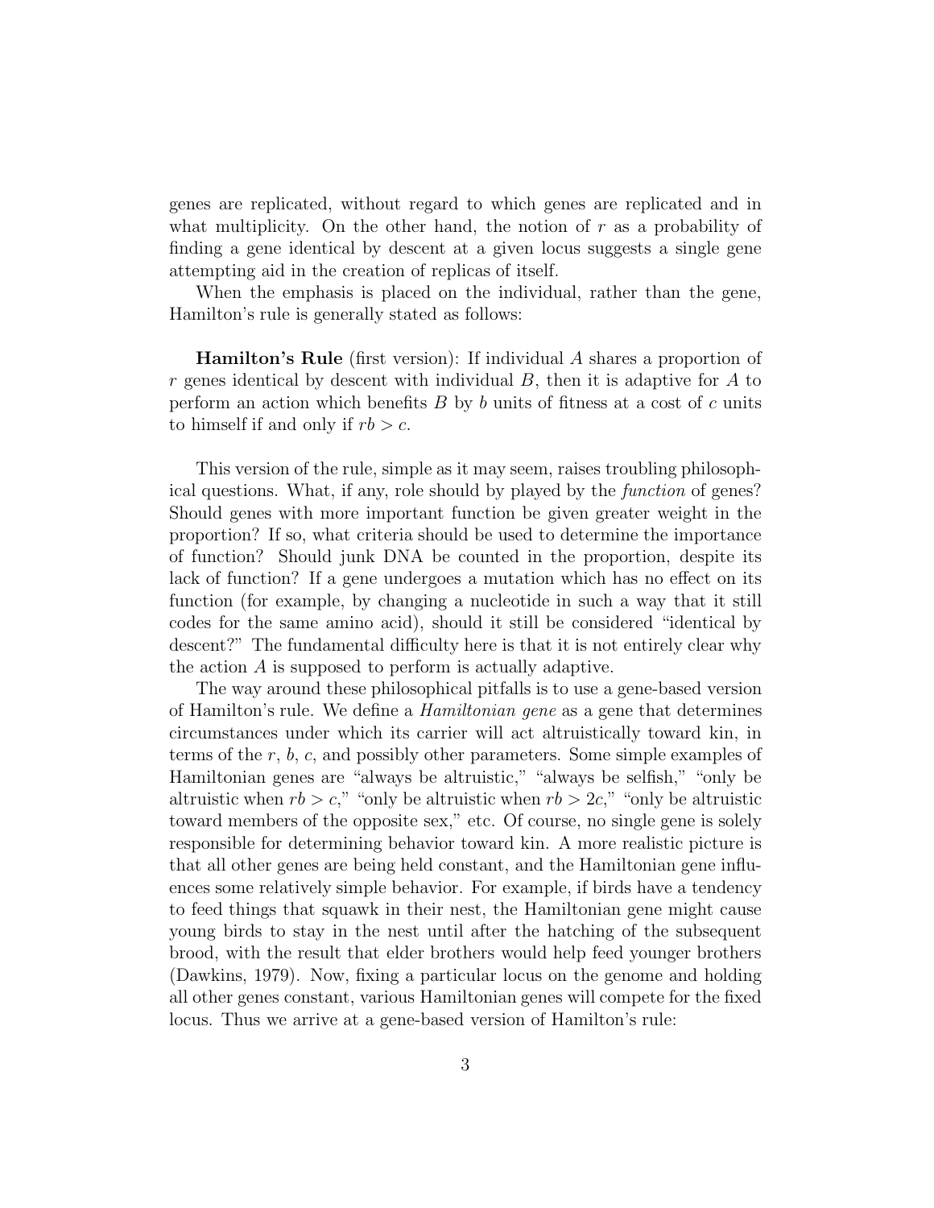genes are replicated, without regard to which genes are replicated and in what multiplicity. On the other hand, the notion of $r$ as a probability of finding a gene identical by descent at a given locus suggests a single gene attempting aid in the creation of replicas of itself.

When the emphasis is placed on the individual, rather than the gene, Hamilton's rule is generally stated as follows:

**Hamilton's Rule** (first version): If individual $A$ shares a proportion of $r$ genes identical by descent with individual $B$, then it is adaptive for $A$ to perform an action which benefits $B$ by $b$ units of fitness at a cost of $c$ units to himself if and only if $rb > c$.

This version of the rule, simple as it may seem, raises troubling philosophical questions. What, if any, role should by played by the *function* of genes? Should genes with more important function be given greater weight in the proportion? If so, what criteria should be used to determine the importance of function? Should junk DNA be counted in the proportion, despite its lack of function? If a gene undergoes a mutation which has no effect on its function (for example, by changing a nucleotide in such a way that it still codes for the same amino acid), should it still be considered "identical by descent?" The fundamental difficulty here is that it is not entirely clear why the action $A$ is supposed to perform is actually adaptive.

The way around these philosophical pitfalls is to use a gene-based version of Hamilton's rule. We define a *Hamiltonian gene* as a gene that determines circumstances under which its carrier will act altruistically toward kin, in terms of the $r$, $b$, $c$, and possibly other parameters. Some simple examples of Hamiltonian genes are "always be altruistic," "always be selfish," "only be altruistic when $rb > c$," "only be altruistic when $rb > 2c$," "only be altruistic toward members of the opposite sex," etc. Of course, no single gene is solely responsible for determining behavior toward kin. A more realistic picture is that all other genes are being held constant, and the Hamiltonian gene influences some relatively simple behavior. For example, if birds have a tendency to feed things that squawk in their nest, the Hamiltonian gene might cause young birds to stay in the nest until after the hatching of the subsequent brood, with the result that elder brothers would help feed younger brothers (Dawkins, 1979). Now, fixing a particular locus on the genome and holding all other genes constant, various Hamiltonian genes will compete for the fixed locus. Thus we arrive at a gene-based version of Hamilton's rule: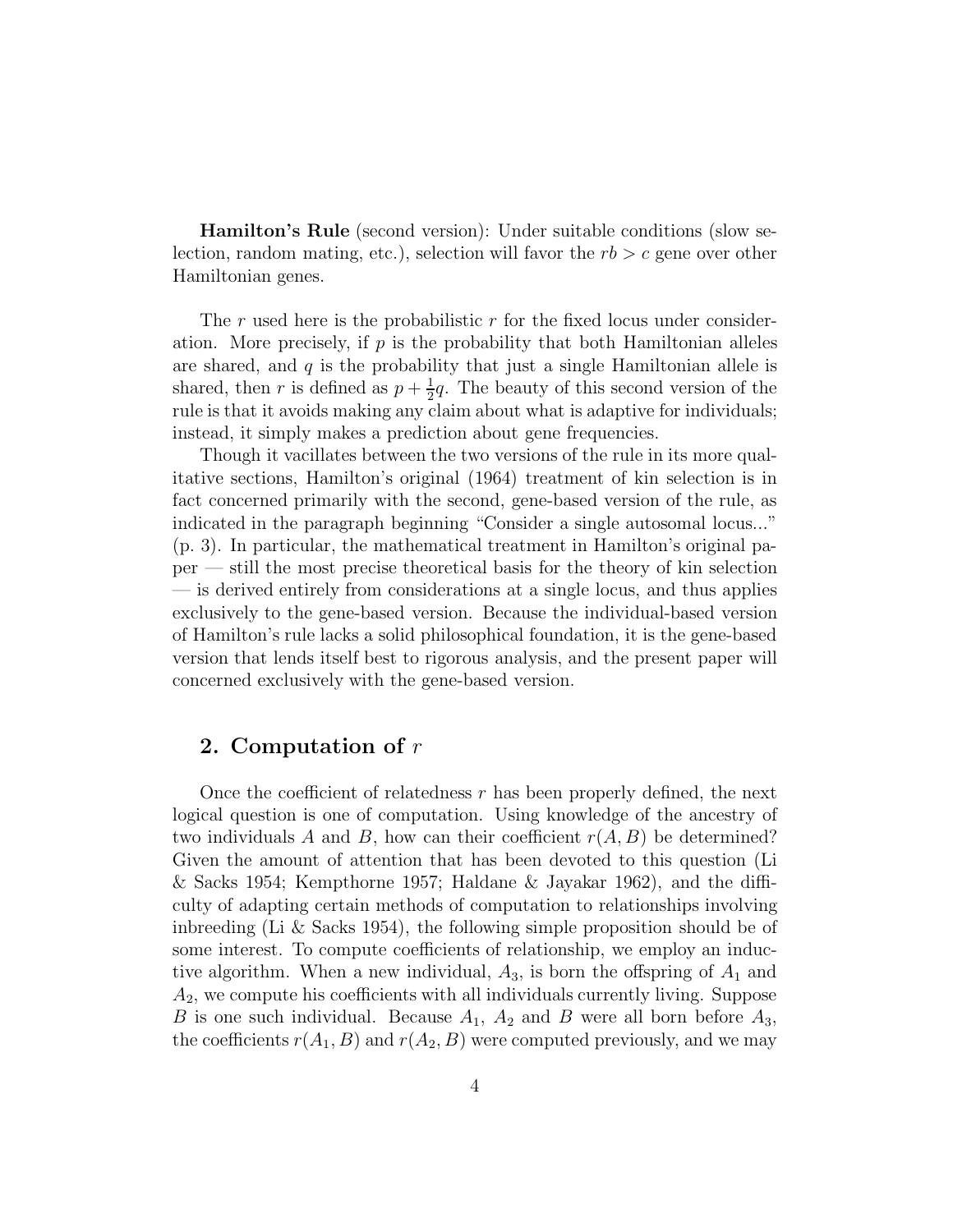**Hamilton's Rule** (second version): Under suitable conditions (slow selection, random mating, etc.), selection will favor the $rb > c$ gene over other Hamiltonian genes.

The $r$ used here is the probabilistic $r$ for the fixed locus under consideration. More precisely, if $p$ is the probability that both Hamiltonian alleles are shared, and $q$ is the probability that just a single Hamiltonian allele is shared, then $r$ is defined as $p + \frac{1}{2}q$. The beauty of this second version of the rule is that it avoids making any claim about what is adaptive for individuals; instead, it simply makes a prediction about gene frequencies.

Though it vacillates between the two versions of the rule in its more qualitative sections, Hamilton's original (1964) treatment of kin selection is in fact concerned primarily with the second, gene-based version of the rule, as indicated in the paragraph beginning "Consider a single autosomal locus..." (p. 3). In particular, the mathematical treatment in Hamilton's original paper — still the most precise theoretical basis for the theory of kin selection — is derived entirely from considerations at a single locus, and thus applies exclusively to the gene-based version. Because the individual-based version of Hamilton's rule lacks a solid philosophical foundation, it is the gene-based version that lends itself best to rigorous analysis, and the present paper will concerned exclusively with the gene-based version.

## 2. Computation of $r$

Once the coefficient of relatedness $r$ has been properly defined, the next logical question is one of computation. Using knowledge of the ancestry of two individuals $A$ and $B$, how can their coefficient $r(A, B)$ be determined? Given the amount of attention that has been devoted to this question (Li & Sacks 1954; Kempthorne 1957; Haldane & Jayakar 1962), and the difficulty of adapting certain methods of computation to relationships involving inbreeding (Li & Sacks 1954), the following simple proposition should be of some interest. To compute coefficients of relationship, we employ an inductive algorithm. When a new individual, $A_3$, is born the offspring of $A_1$ and $A_2$, we compute his coefficients with all individuals currently living. Suppose $B$ is one such individual. Because $A_1$, $A_2$ and $B$ were all born before $A_3$, the coefficients $r(A_1, B)$ and $r(A_2, B)$ were computed previously, and we may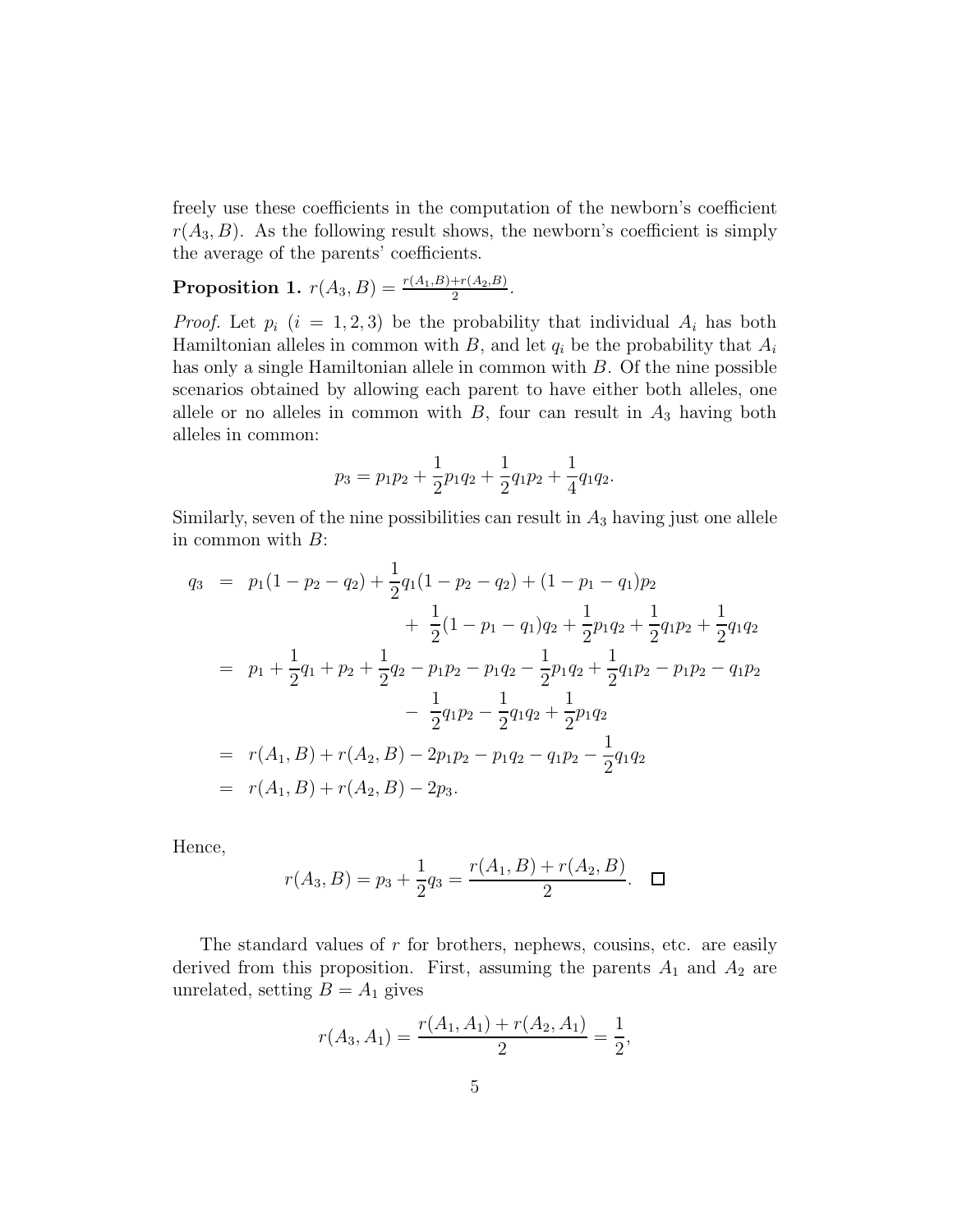freely use these coefficients in the computation of the newborn's coefficient $r(A_3, B)$. As the following result shows, the newborn's coefficient is simply the average of the parents' coefficients.

**Proposition 1.** $r(A_3, B) = \frac{r(A_1,B)+r(A_2,B)}{2}$.

*Proof.* Let $p_i$ $(i = 1, 2, 3)$ be the probability that individual $A_i$ has both Hamiltonian alleles in common with $B$, and let $q_i$ be the probability that $A_i$ has only a single Hamiltonian allele in common with $B$. Of the nine possible scenarios obtained by allowing each parent to have either both alleles, one allele or no alleles in common with $B$, four can result in $A_3$ having both alleles in common:

$$p_3 = p_1 p_2 + \frac{1}{2} p_1 q_2 + \frac{1}{2} q_1 p_2 + \frac{1}{4} q_1 q_2.$$

Similarly, seven of the nine possibilities can result in $A_3$ having just one allele in common with $B$:

$$\begin{aligned}
q_3 &= p_1(1 - p_2 - q_2) + \frac{1}{2} q_1(1 - p_2 - q_2) + (1 - p_1 - q_1)p_2 \\
&\qquad + \frac{1}{2}(1 - p_1 - q_1)q_2 + \frac{1}{2} p_1 q_2 + \frac{1}{2} q_1 p_2 + \frac{1}{2} q_1 q_2 \\
&= p_1 + \frac{1}{2} q_1 + p_2 + \frac{1}{2} q_2 - p_1 p_2 - p_1 q_2 - \frac{1}{2} p_1 q_2 + \frac{1}{2} q_1 p_2 - p_1 p_2 - q_1 p_2 \\
&\qquad - \frac{1}{2} q_1 p_2 - \frac{1}{2} q_1 q_2 + \frac{1}{2} p_1 q_2 \\
&= r(A_1, B) + r(A_2, B) - 2p_1 p_2 - p_1 q_2 - q_1 p_2 - \frac{1}{2} q_1 q_2 \\
&= r(A_1, B) + r(A_2, B) - 2p_3.
\end{aligned}$$

Hence,

$$r(A_3, B) = p_3 + \frac{1}{2} q_3 = \frac{r(A_1, B) + r(A_2, B)}{2}. \quad \square$$

The standard values of $r$ for brothers, nephews, cousins, etc. are easily derived from this proposition. First, assuming the parents $A_1$ and $A_2$ are unrelated, setting $B = A_1$ gives

$$r(A_3, A_1) = \frac{r(A_1, A_1) + r(A_2, A_1)}{2} = \frac{1}{2},$$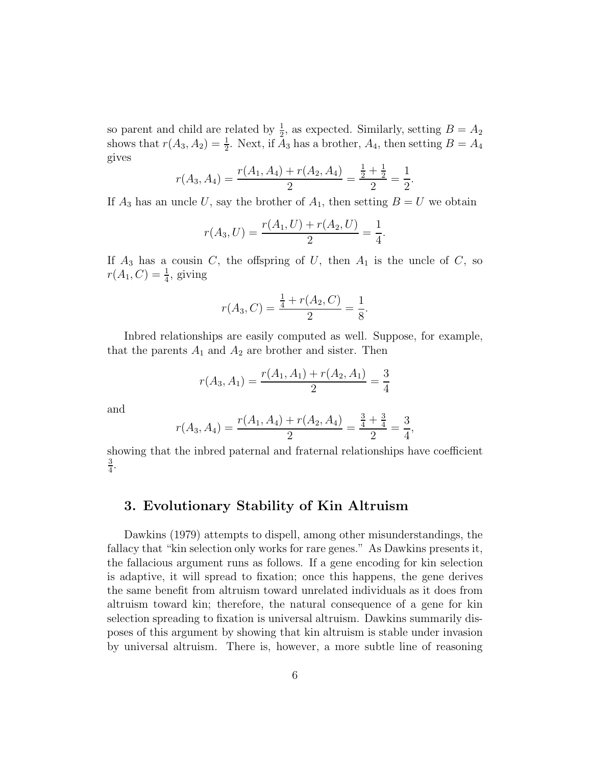so parent and child are related by $\frac{1}{2}$, as expected. Similarly, setting $B = A_2$ shows that $r(A_3, A_2) = \frac{1}{2}$. Next, if $A_3$ has a brother, $A_4$, then setting $B = A_4$ gives

$$r(A_3, A_4) = \frac{r(A_1, A_4) + r(A_2, A_4)}{2} = \frac{\frac{1}{2} + \frac{1}{2}}{2} = \frac{1}{2}.$$

If $A_3$ has an uncle $U$, say the brother of $A_1$, then setting $B = U$ we obtain

$$r(A_3, U) = \frac{r(A_1, U) + r(A_2, U)}{2} = \frac{1}{4}.$$

If $A_3$ has a cousin $C$, the offspring of $U$, then $A_1$ is the uncle of $C$, so $r(A_1, C) = \frac{1}{4}$, giving

$$r(A_3, C) = \frac{\frac{1}{4} + r(A_2, C)}{2} = \frac{1}{8}.$$

Inbred relationships are easily computed as well. Suppose, for example, that the parents $A_1$ and $A_2$ are brother and sister. Then

$$r(A_3, A_1) = \frac{r(A_1, A_1) + r(A_2, A_1)}{2} = \frac{3}{4}$$

and

$$r(A_3, A_4) = \frac{r(A_1, A_4) + r(A_2, A_4)}{2} = \frac{\frac{3}{4} + \frac{3}{4}}{2} = \frac{3}{4},$$

showing that the inbred paternal and fraternal relationships have coefficient $\frac{3}{4}$.

## 3. Evolutionary Stability of Kin Altruism

Dawkins (1979) attempts to dispell, among other misunderstandings, the fallacy that "kin selection only works for rare genes." As Dawkins presents it, the fallacious argument runs as follows. If a gene encoding for kin selection is adaptive, it will spread to fixation; once this happens, the gene derives the same benefit from altruism toward unrelated individuals as it does from altruism toward kin; therefore, the natural consequence of a gene for kin selection spreading to fixation is universal altruism. Dawkins summarily disposes of this argument by showing that kin altruism is stable under invasion by universal altruism. There is, however, a more subtle line of reasoning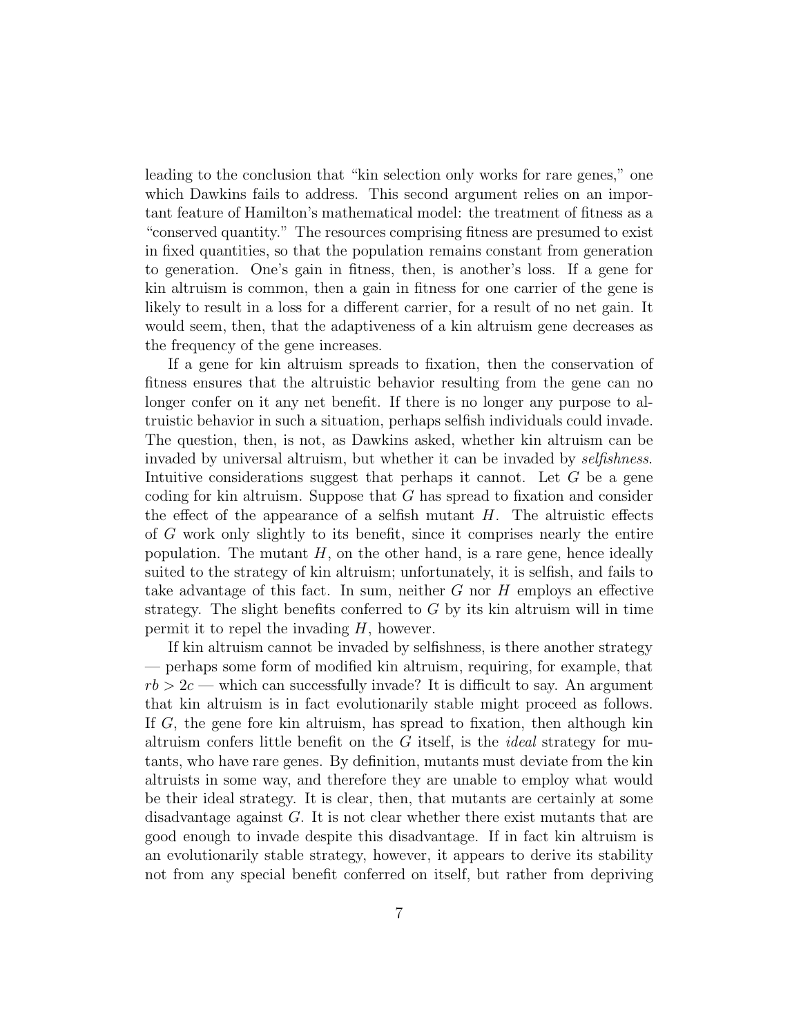leading to the conclusion that "kin selection only works for rare genes," one which Dawkins fails to address. This second argument relies on an important feature of Hamilton's mathematical model: the treatment of fitness as a "conserved quantity." The resources comprising fitness are presumed to exist in fixed quantities, so that the population remains constant from generation to generation. One's gain in fitness, then, is another's loss. If a gene for kin altruism is common, then a gain in fitness for one carrier of the gene is likely to result in a loss for a different carrier, for a result of no net gain. It would seem, then, that the adaptiveness of a kin altruism gene decreases as the frequency of the gene increases.

If a gene for kin altruism spreads to fixation, then the conservation of fitness ensures that the altruistic behavior resulting from the gene can no longer confer on it any net benefit. If there is no longer any purpose to altruistic behavior in such a situation, perhaps selfish individuals could invade. The question, then, is not, as Dawkins asked, whether kin altruism can be invaded by universal altruism, but whether it can be invaded by *selfishness*. Intuitive considerations suggest that perhaps it cannot. Let $G$ be a gene coding for kin altruism. Suppose that $G$ has spread to fixation and consider the effect of the appearance of a selfish mutant $H$. The altruistic effects of $G$ work only slightly to its benefit, since it comprises nearly the entire population. The mutant $H$, on the other hand, is a rare gene, hence ideally suited to the strategy of kin altruism; unfortunately, it is selfish, and fails to take advantage of this fact. In sum, neither $G$ nor $H$ employs an effective strategy. The slight benefits conferred to $G$ by its kin altruism will in time permit it to repel the invading $H$, however.

If kin altruism cannot be invaded by selfishness, is there another strategy — perhaps some form of modified kin altruism, requiring, for example, that $rb > 2c$ — which can successfully invade? It is difficult to say. An argument that kin altruism is in fact evolutionarily stable might proceed as follows. If $G$, the gene fore kin altruism, has spread to fixation, then although kin altruism confers little benefit on the $G$ itself, is the *ideal* strategy for mutants, who have rare genes. By definition, mutants must deviate from the kin altruists in some way, and therefore they are unable to employ what would be their ideal strategy. It is clear, then, that mutants are certainly at some disadvantage against $G$. It is not clear whether there exist mutants that are good enough to invade despite this disadvantage. If in fact kin altruism is an evolutionarily stable strategy, however, it appears to derive its stability not from any special benefit conferred on itself, but rather from depriving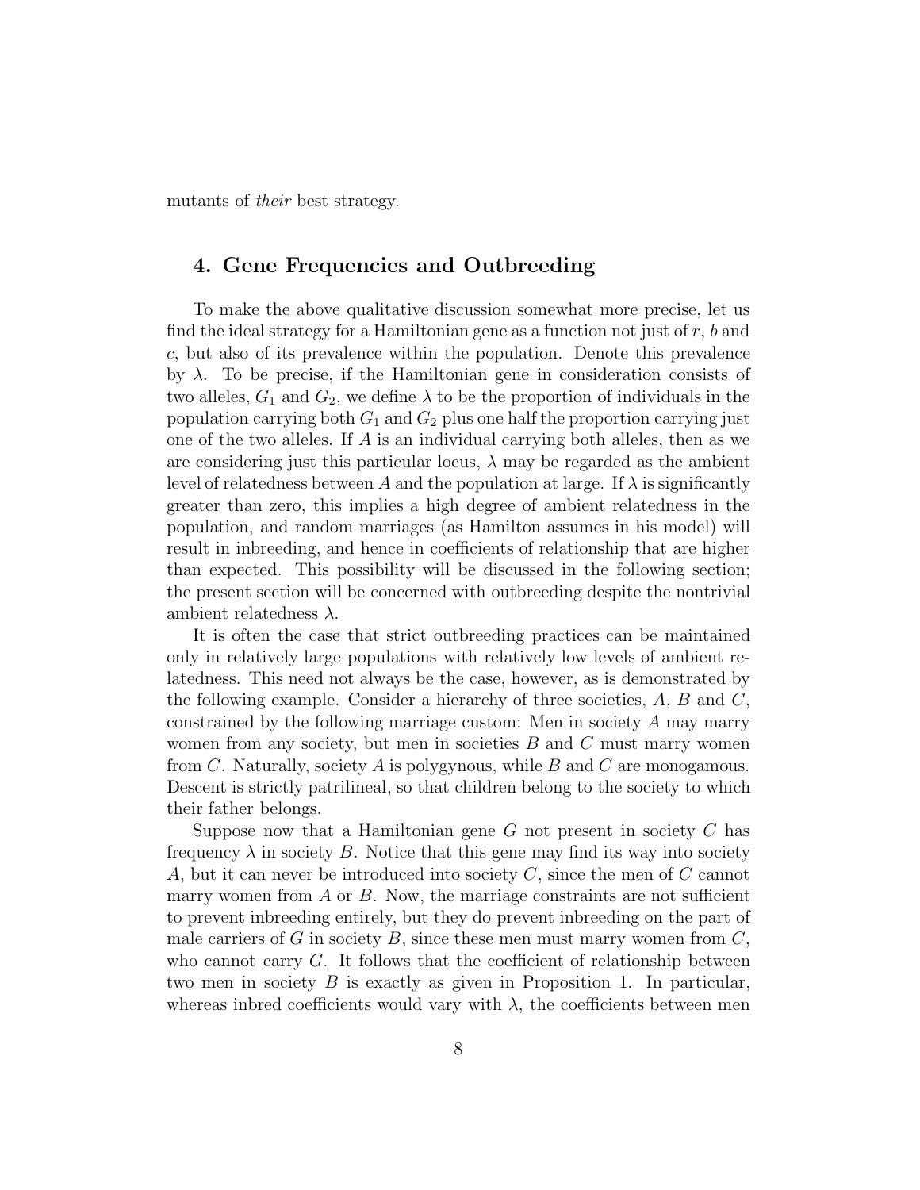mutants of *their* best strategy.

## 4. Gene Frequencies and Outbreeding

To make the above qualitative discussion somewhat more precise, let us find the ideal strategy for a Hamiltonian gene as a function not just of $r$, $b$ and $c$, but also of its prevalence within the population. Denote this prevalence by $\lambda$. To be precise, if the Hamiltonian gene in consideration consists of two alleles, $G_1$ and $G_2$, we define $\lambda$ to be the proportion of individuals in the population carrying both $G_1$ and $G_2$ plus one half the proportion carrying just one of the two alleles. If $A$ is an individual carrying both alleles, then as we are considering just this particular locus, $\lambda$ may be regarded as the ambient level of relatedness between $A$ and the population at large. If $\lambda$ is significantly greater than zero, this implies a high degree of ambient relatedness in the population, and random marriages (as Hamilton assumes in his model) will result in inbreeding, and hence in coefficients of relationship that are higher than expected. This possibility will be discussed in the following section; the present section will be concerned with outbreeding despite the nontrivial ambient relatedness $\lambda$.

It is often the case that strict outbreeding practices can be maintained only in relatively large populations with relatively low levels of ambient relatedness. This need not always be the case, however, as is demonstrated by the following example. Consider a hierarchy of three societies, $A$, $B$ and $C$, constrained by the following marriage custom: Men in society $A$ may marry women from any society, but men in societies $B$ and $C$ must marry women from $C$. Naturally, society $A$ is polygynous, while $B$ and $C$ are monogamous. Descent is strictly patrilineal, so that children belong to the society to which their father belongs.

Suppose now that a Hamiltonian gene $G$ not present in society $C$ has frequency $\lambda$ in society $B$. Notice that this gene may find its way into society $A$, but it can never be introduced into society $C$, since the men of $C$ cannot marry women from $A$ or $B$. Now, the marriage constraints are not sufficient to prevent inbreeding entirely, but they do prevent inbreeding on the part of male carriers of $G$ in society $B$, since these men must marry women from $C$, who cannot carry $G$. It follows that the coefficient of relationship between two men in society $B$ is exactly as given in Proposition 1. In particular, whereas inbred coefficients would vary with $\lambda$, the coefficients between men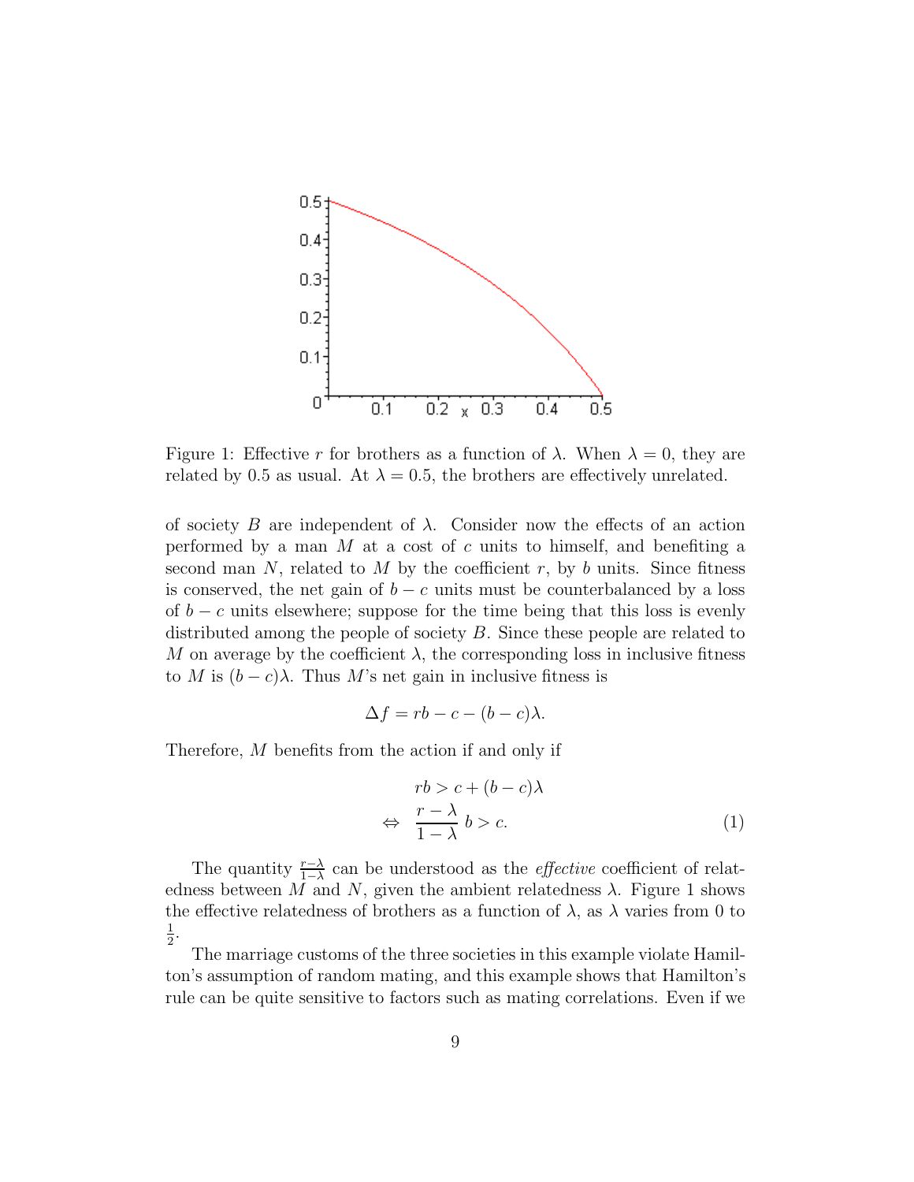Figure 1: Effective $r$ for brothers as a function of $\lambda$. When $\lambda = 0$, they are related by 0.5 as usual. At $\lambda = 0.5$, the brothers are effectively unrelated.

of society $B$ are independent of $\lambda$. Consider now the effects of an action performed by a man $M$ at a cost of $c$ units to himself, and benefiting a second man $N$, related to $M$ by the coefficient $r$, by $b$ units. Since fitness is conserved, the net gain of $b - c$ units must be counterbalanced by a loss of $b - c$ units elsewhere; suppose for the time being that this loss is evenly distributed among the people of society $B$. Since these people are related to $M$ on average by the coefficient $\lambda$, the corresponding loss in inclusive fitness to $M$ is $(b - c)\lambda$. Thus $M$'s net gain in inclusive fitness is

$$\Delta f = rb - c - (b - c)\lambda.$$

Therefore, $M$ benefits from the action if and only if

$$\begin{aligned} & rb > c + (b - c)\lambda \\ \Leftrightarrow \quad & \frac{r - \lambda}{1 - \lambda}\, b > c. \end{aligned} \tag{1}$$

The quantity $\frac{r-\lambda}{1-\lambda}$ can be understood as the *effective* coefficient of relatedness between $M$ and $N$, given the ambient relatedness $\lambda$. Figure 1 shows the effective relatedness of brothers as a function of $\lambda$, as $\lambda$ varies from 0 to $\frac{1}{2}$.

The marriage customs of the three societies in this example violate Hamilton's assumption of random mating, and this example shows that Hamilton's rule can be quite sensitive to factors such as mating correlations. Even if we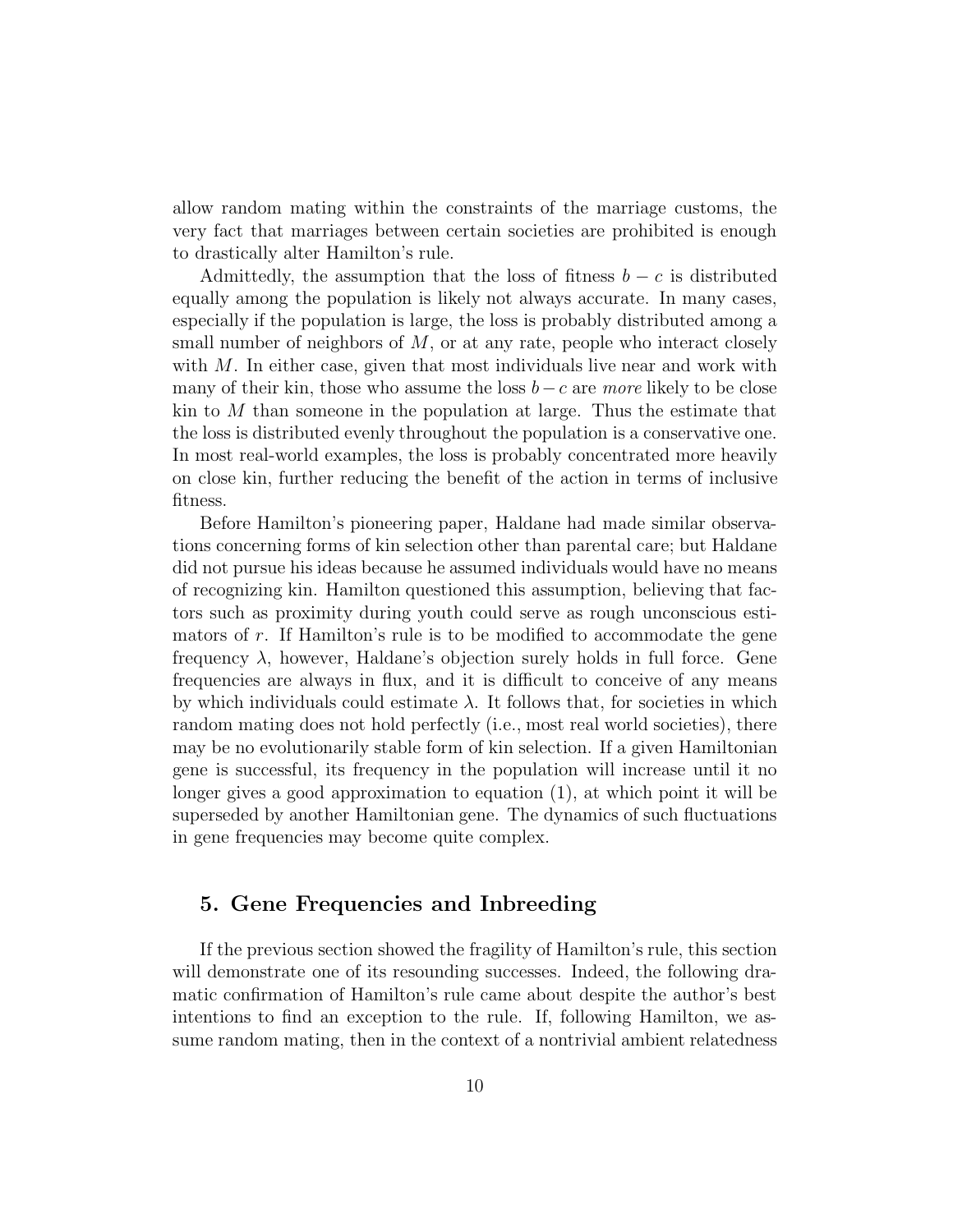allow random mating within the constraints of the marriage customs, the very fact that marriages between certain societies are prohibited is enough to drastically alter Hamilton's rule.

Admittedly, the assumption that the loss of fitness $b - c$ is distributed equally among the population is likely not always accurate. In many cases, especially if the population is large, the loss is probably distributed among a small number of neighbors of $M$, or at any rate, people who interact closely with $M$. In either case, given that most individuals live near and work with many of their kin, those who assume the loss $b - c$ are *more* likely to be close kin to $M$ than someone in the population at large. Thus the estimate that the loss is distributed evenly throughout the population is a conservative one. In most real-world examples, the loss is probably concentrated more heavily on close kin, further reducing the benefit of the action in terms of inclusive fitness.

Before Hamilton's pioneering paper, Haldane had made similar observations concerning forms of kin selection other than parental care; but Haldane did not pursue his ideas because he assumed individuals would have no means of recognizing kin. Hamilton questioned this assumption, believing that factors such as proximity during youth could serve as rough unconscious estimators of $r$. If Hamilton's rule is to be modified to accommodate the gene frequency $\lambda$, however, Haldane's objection surely holds in full force. Gene frequencies are always in flux, and it is difficult to conceive of any means by which individuals could estimate $\lambda$. It follows that, for societies in which random mating does not hold perfectly (i.e., most real world societies), there may be no evolutionarily stable form of kin selection. If a given Hamiltonian gene is successful, its frequency in the population will increase until it no longer gives a good approximation to equation (1), at which point it will be superseded by another Hamiltonian gene. The dynamics of such fluctuations in gene frequencies may become quite complex.

## 5. Gene Frequencies and Inbreeding

If the previous section showed the fragility of Hamilton's rule, this section will demonstrate one of its resounding successes. Indeed, the following dramatic confirmation of Hamilton's rule came about despite the author's best intentions to find an exception to the rule. If, following Hamilton, we assume random mating, then in the context of a nontrivial ambient relatedness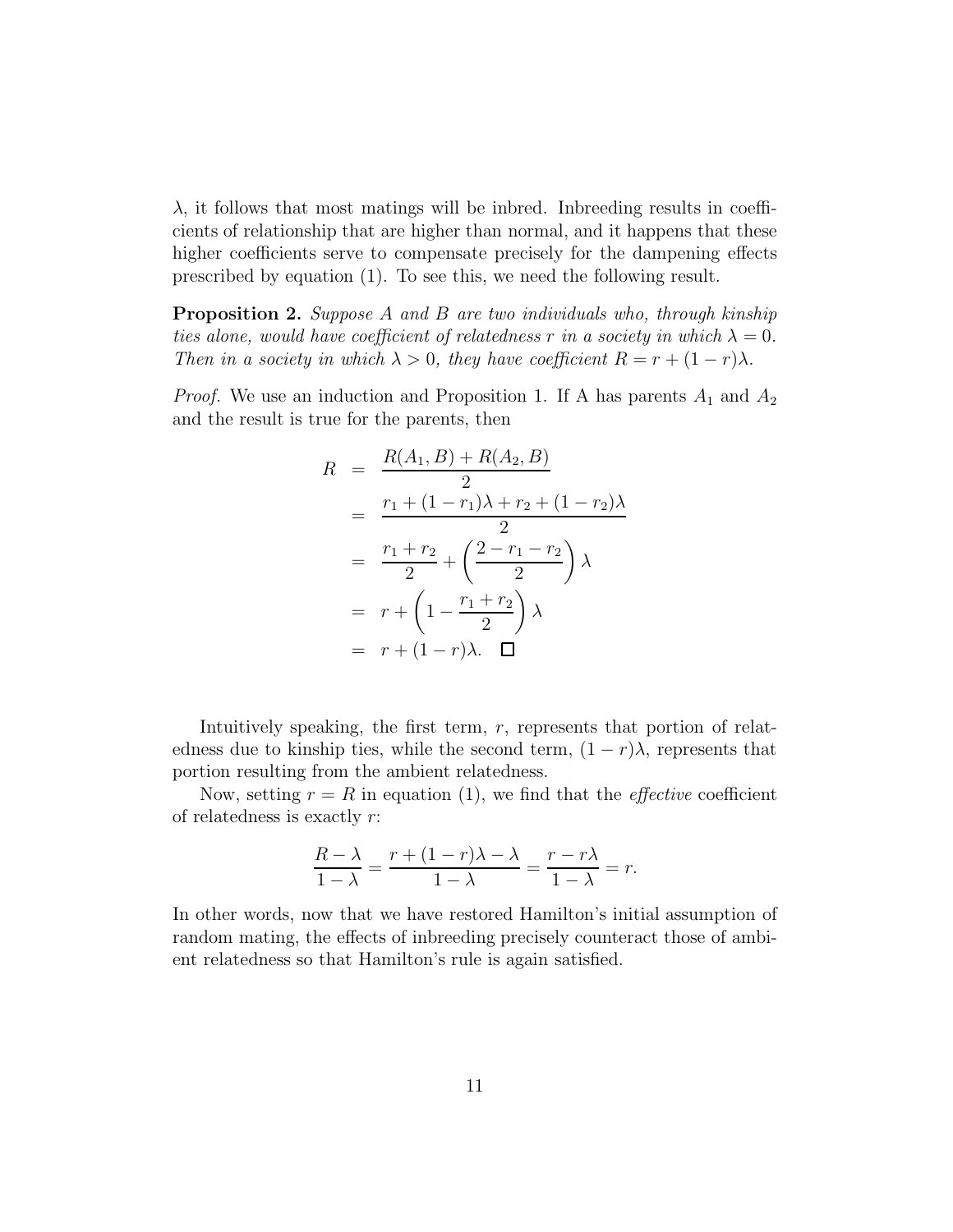$\lambda$, it follows that most matings will be inbred. Inbreeding results in coefficients of relationship that are higher than normal, and it happens that these higher coefficients serve to compensate precisely for the dampening effects prescribed by equation (1). To see this, we need the following result.

**Proposition 2.** *Suppose A and B are two individuals who, through kinship ties alone, would have coefficient of relatedness r in a society in which $\lambda = 0$. Then in a society in which $\lambda > 0$, they have coefficient $R = r + (1-r)\lambda$.*

*Proof.* We use an induction and Proposition 1. If A has parents $A_1$ and $A_2$ and the result is true for the parents, then

$$\begin{aligned}
R &= \frac{R(A_1, B) + R(A_2, B)}{2} \\
&= \frac{r_1 + (1-r_1)\lambda + r_2 + (1-r_2)\lambda}{2} \\
&= \frac{r_1 + r_2}{2} + \left(\frac{2 - r_1 - r_2}{2}\right)\lambda \\
&= r + \left(1 - \frac{r_1 + r_2}{2}\right)\lambda \\
&= r + (1-r)\lambda. \quad \square
\end{aligned}$$

Intuitively speaking, the first term, $r$, represents that portion of relatedness due to kinship ties, while the second term, $(1-r)\lambda$, represents that portion resulting from the ambient relatedness.

Now, setting $r = R$ in equation (1), we find that the *effective* coefficient of relatedness is exactly $r$:

$$\frac{R - \lambda}{1 - \lambda} = \frac{r + (1-r)\lambda - \lambda}{1 - \lambda} = \frac{r - r\lambda}{1 - \lambda} = r.$$

In other words, now that we have restored Hamilton's initial assumption of random mating, the effects of inbreeding precisely counteract those of ambient relatedness so that Hamilton's rule is again satisfied.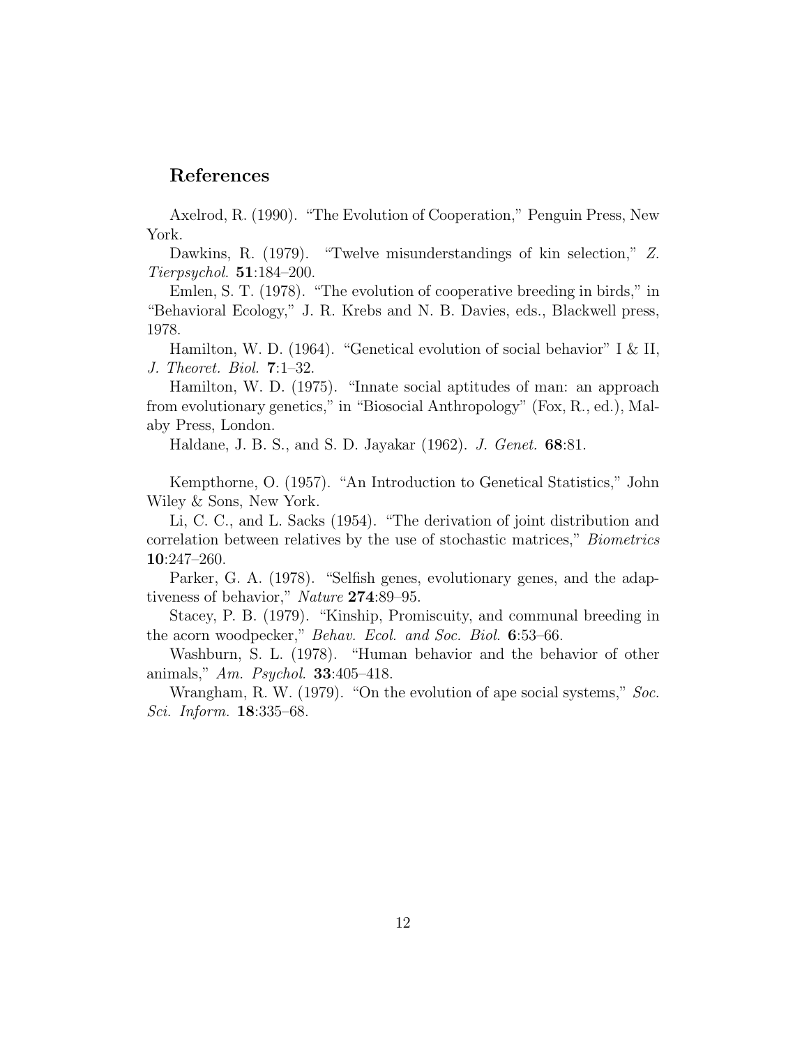## References

Axelrod, R. (1990). "The Evolution of Cooperation," Penguin Press, New York.

Dawkins, R. (1979). "Twelve misunderstandings of kin selection," *Z. Tierpsychol.* **51**:184–200.

Emlen, S. T. (1978). "The evolution of cooperative breeding in birds," in "Behavioral Ecology," J. R. Krebs and N. B. Davies, eds., Blackwell press, 1978.

Hamilton, W. D. (1964). "Genetical evolution of social behavior" I & II, *J. Theoret. Biol.* **7**:1–32.

Hamilton, W. D. (1975). "Innate social aptitudes of man: an approach from evolutionary genetics," in "Biosocial Anthropology" (Fox, R., ed.), Malaby Press, London.

Haldane, J. B. S., and S. D. Jayakar (1962). *J. Genet.* **68**:81.

Kempthorne, O. (1957). "An Introduction to Genetical Statistics," John Wiley & Sons, New York.

Li, C. C., and L. Sacks (1954). "The derivation of joint distribution and correlation between relatives by the use of stochastic matrices," *Biometrics* **10**:247–260.

Parker, G. A. (1978). "Selfish genes, evolutionary genes, and the adaptiveness of behavior," *Nature* **274**:89–95.

Stacey, P. B. (1979). "Kinship, Promiscuity, and communal breeding in the acorn woodpecker," *Behav. Ecol. and Soc. Biol.* **6**:53–66.

Washburn, S. L. (1978). "Human behavior and the behavior of other animals," *Am. Psychol.* **33**:405–418.

Wrangham, R. W. (1979). "On the evolution of ape social systems," *Soc. Sci. Inform.* **18**:335–68.